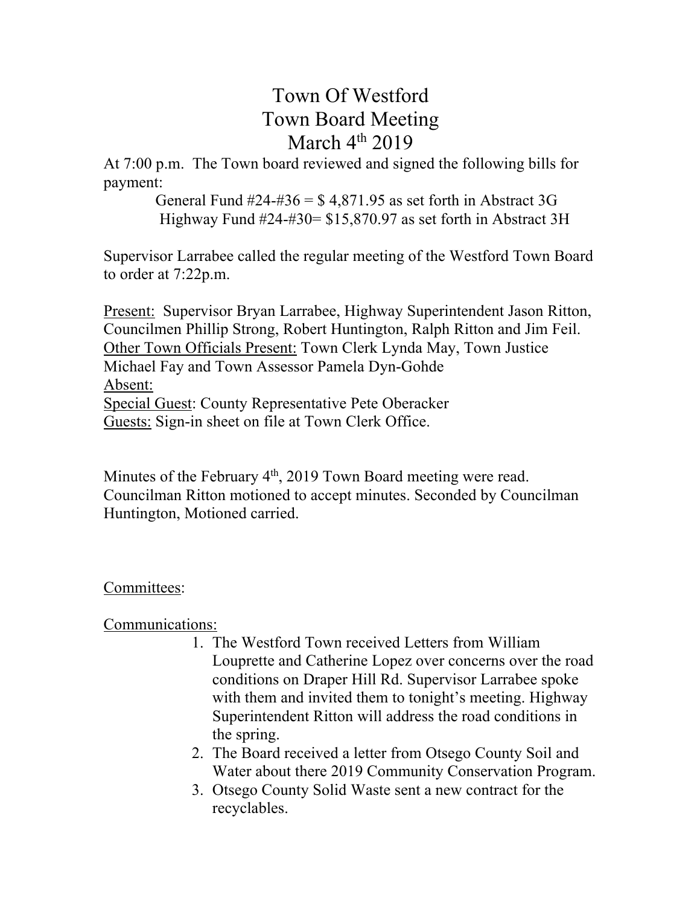# Town Of Westford
# Town Board Meeting
# March 4th 2019

At 7:00 p.m. The Town board reviewed and signed the following bills for payment:

General Fund #24-#36 = $ 4,871.95 as set forth in Abstract 3G
Highway Fund #24-#30= $15,870.97 as set forth in Abstract 3H

Supervisor Larrabee called the regular meeting of the Westford Town Board to order at 7:22p.m.

Present: Supervisor Bryan Larrabee, Highway Superintendent Jason Ritton, Councilmen Phillip Strong, Robert Huntington, Ralph Ritton and Jim Feil.
Other Town Officials Present: Town Clerk Lynda May, Town Justice Michael Fay and Town Assessor Pamela Dyn-Gohde
Absent:
Special Guest: County Representative Pete Oberacker
Guests: Sign-in sheet on file at Town Clerk Office.

Minutes of the February 4th, 2019 Town Board meeting were read. Councilman Ritton motioned to accept minutes. Seconded by Councilman Huntington, Motioned carried.

Committees:

Communications:

1. The Westford Town received Letters from William Louprette and Catherine Lopez over concerns over the road conditions on Draper Hill Rd. Supervisor Larrabee spoke with them and invited them to tonight's meeting. Highway Superintendent Ritton will address the road conditions in the spring.
2. The Board received a letter from Otsego County Soil and Water about there 2019 Community Conservation Program.
3. Otsego County Solid Waste sent a new contract for the recyclables.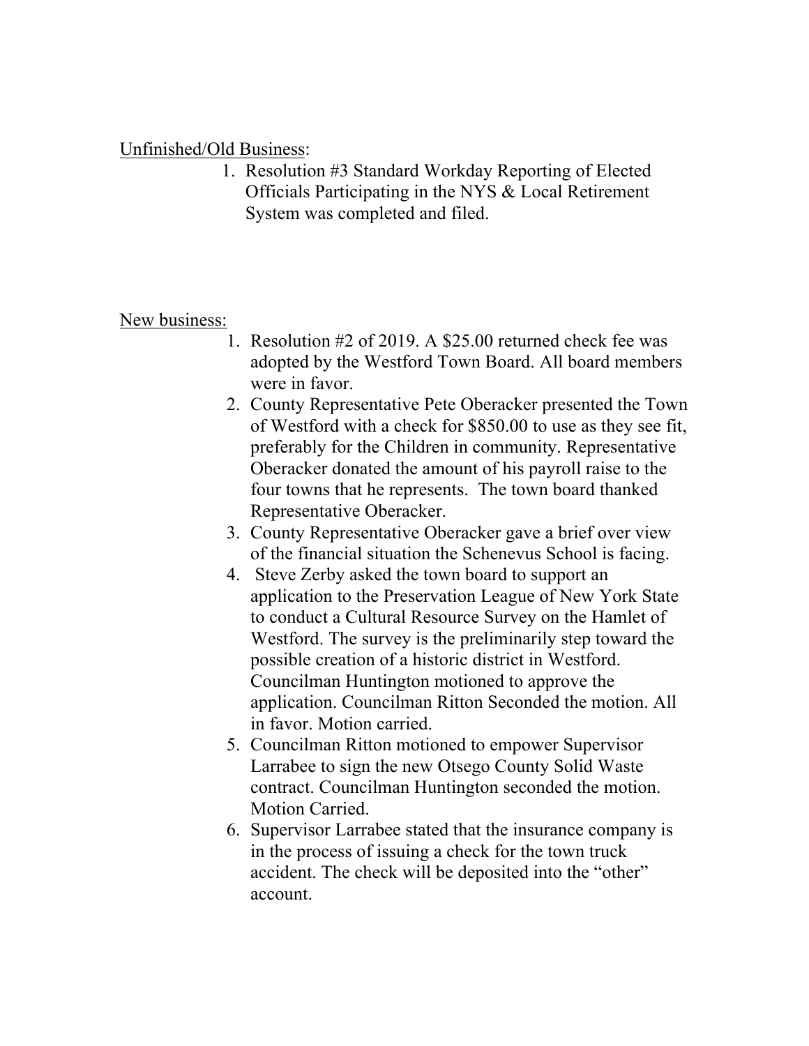Unfinished/Old Business:

1. Resolution #3 Standard Workday Reporting of Elected Officials Participating in the NYS & Local Retirement System was completed and filed.

New business:

1. Resolution #2 of 2019. A $25.00 returned check fee was adopted by the Westford Town Board. All board members were in favor.
2. County Representative Pete Oberacker presented the Town of Westford with a check for $850.00 to use as they see fit, preferably for the Children in community. Representative Oberacker donated the amount of his payroll raise to the four towns that he represents. The town board thanked Representative Oberacker.
3. County Representative Oberacker gave a brief over view of the financial situation the Schenevus School is facing.
4. Steve Zerby asked the town board to support an application to the Preservation League of New York State to conduct a Cultural Resource Survey on the Hamlet of Westford. The survey is the preliminarily step toward the possible creation of a historic district in Westford. Councilman Huntington motioned to approve the application. Councilman Ritton Seconded the motion. All in favor. Motion carried.
5. Councilman Ritton motioned to empower Supervisor Larrabee to sign the new Otsego County Solid Waste contract. Councilman Huntington seconded the motion. Motion Carried.
6. Supervisor Larrabee stated that the insurance company is in the process of issuing a check for the town truck accident. The check will be deposited into the "other" account.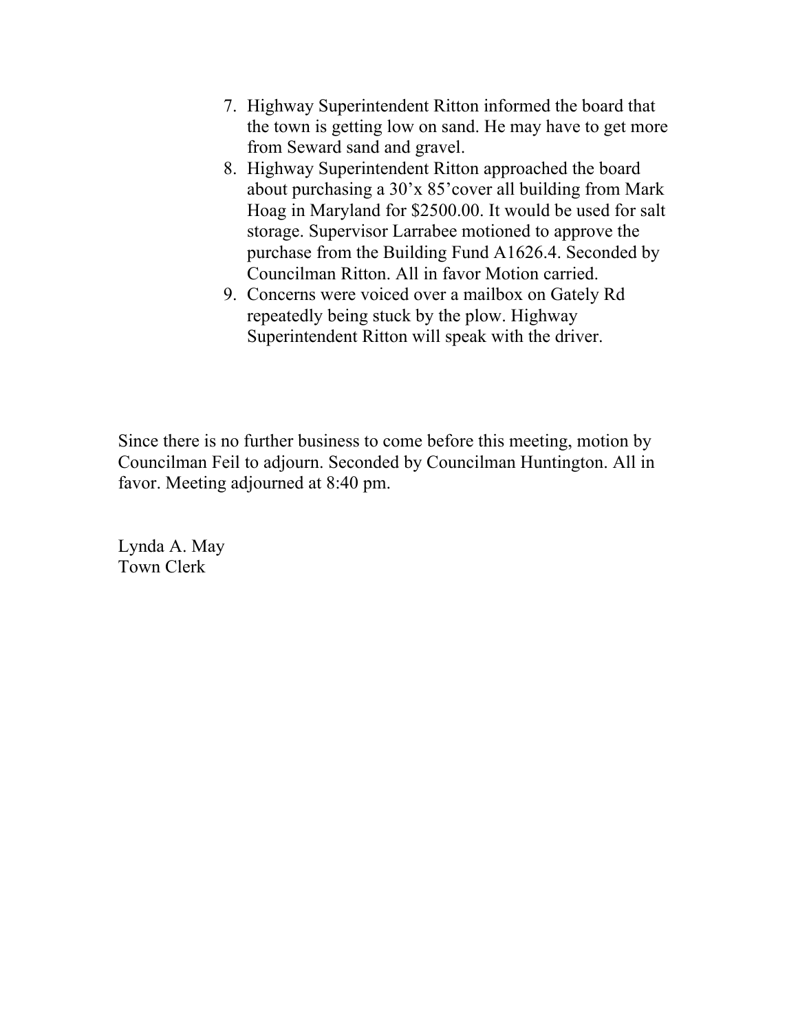7. Highway Superintendent Ritton informed the board that the town is getting low on sand. He may have to get more from Seward sand and gravel.
8. Highway Superintendent Ritton approached the board about purchasing a 30'x 85'cover all building from Mark Hoag in Maryland for $2500.00. It would be used for salt storage. Supervisor Larrabee motioned to approve the purchase from the Building Fund A1626.4. Seconded by Councilman Ritton. All in favor Motion carried.
9. Concerns were voiced over a mailbox on Gately Rd repeatedly being stuck by the plow. Highway Superintendent Ritton will speak with the driver.

Since there is no further business to come before this meeting, motion by Councilman Feil to adjourn. Seconded by Councilman Huntington. All in favor. Meeting adjourned at 8:40 pm.

Lynda A. May
Town Clerk